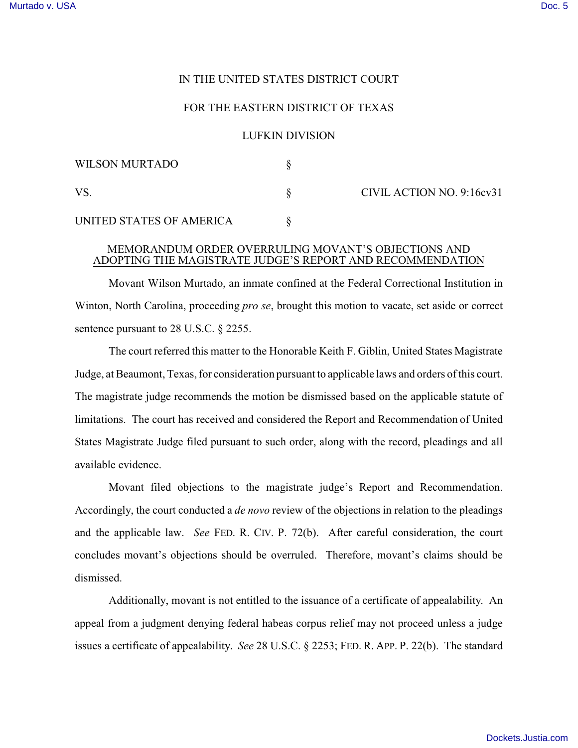IN THE UNITED STATES DISTRICT COURT

FOR THE EASTERN DISTRICT OF TEXAS

LUFKIN DIVISION

| | | |
|---|---|---|
| WILSON MURTADO | § | |
| VS. | § | CIVIL ACTION NO. 9:16cv31 |
| UNITED STATES OF AMERICA | § | |

## MEMORANDUM ORDER OVERRULING MOVANT'S OBJECTIONS AND ADOPTING THE MAGISTRATE JUDGE'S REPORT AND RECOMMENDATION

Movant Wilson Murtado, an inmate confined at the Federal Correctional Institution in Winton, North Carolina, proceeding *pro se*, brought this motion to vacate, set aside or correct sentence pursuant to 28 U.S.C. § 2255.

The court referred this matter to the Honorable Keith F. Giblin, United States Magistrate Judge, at Beaumont, Texas, for consideration pursuant to applicable laws and orders of this court. The magistrate judge recommends the motion be dismissed based on the applicable statute of limitations. The court has received and considered the Report and Recommendation of United States Magistrate Judge filed pursuant to such order, along with the record, pleadings and all available evidence.

Movant filed objections to the magistrate judge's Report and Recommendation. Accordingly, the court conducted a *de novo* review of the objections in relation to the pleadings and the applicable law. *See* FED. R. CIV. P. 72(b). After careful consideration, the court concludes movant's objections should be overruled. Therefore, movant's claims should be dismissed.

Additionally, movant is not entitled to the issuance of a certificate of appealability. An appeal from a judgment denying federal habeas corpus relief may not proceed unless a judge issues a certificate of appealability. *See* 28 U.S.C. § 2253; FED. R. APP. P. 22(b). The standard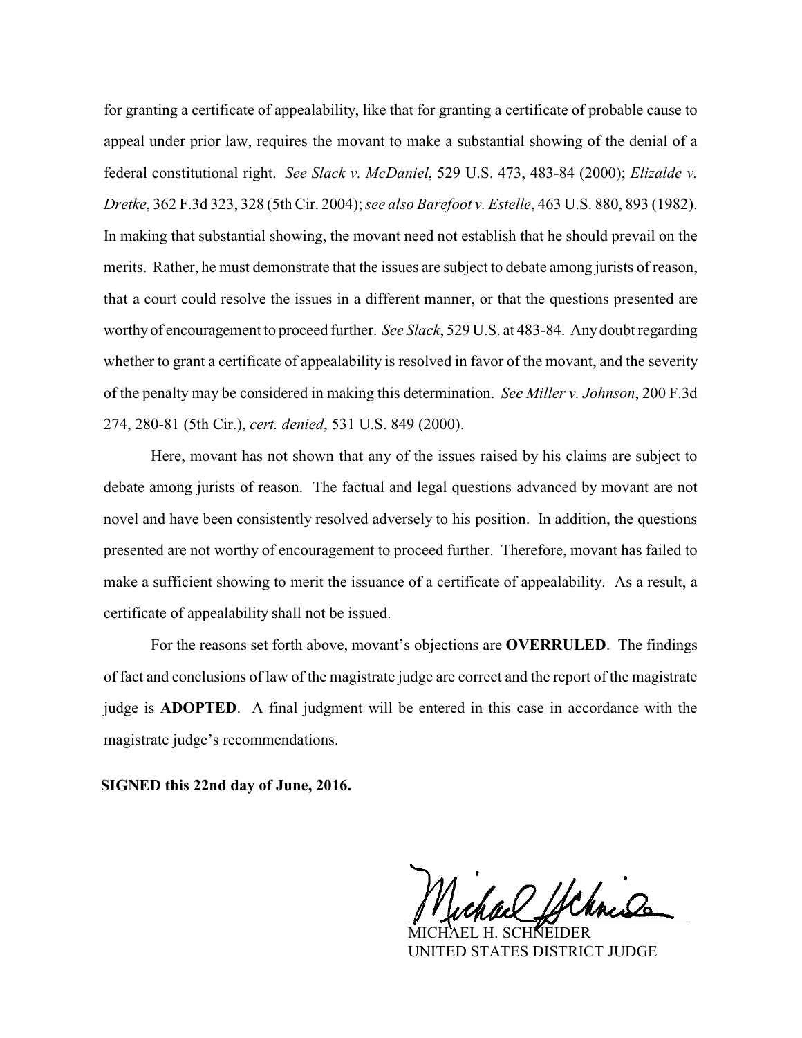for granting a certificate of appealability, like that for granting a certificate of probable cause to appeal under prior law, requires the movant to make a substantial showing of the denial of a federal constitutional right. *See Slack v. McDaniel*, 529 U.S. 473, 483-84 (2000); *Elizalde v. Dretke*, 362 F.3d 323, 328 (5th Cir. 2004); *see also Barefoot v. Estelle*, 463 U.S. 880, 893 (1982). In making that substantial showing, the movant need not establish that he should prevail on the merits. Rather, he must demonstrate that the issues are subject to debate among jurists of reason, that a court could resolve the issues in a different manner, or that the questions presented are worthy of encouragement to proceed further. *See Slack*, 529 U.S. at 483-84. Any doubt regarding whether to grant a certificate of appealability is resolved in favor of the movant, and the severity of the penalty may be considered in making this determination. *See Miller v. Johnson*, 200 F.3d 274, 280-81 (5th Cir.), *cert. denied*, 531 U.S. 849 (2000).

Here, movant has not shown that any of the issues raised by his claims are subject to debate among jurists of reason. The factual and legal questions advanced by movant are not novel and have been consistently resolved adversely to his position. In addition, the questions presented are not worthy of encouragement to proceed further. Therefore, movant has failed to make a sufficient showing to merit the issuance of a certificate of appealability. As a result, a certificate of appealability shall not be issued.

For the reasons set forth above, movant's objections are **OVERRULED**. The findings of fact and conclusions of law of the magistrate judge are correct and the report of the magistrate judge is **ADOPTED**. A final judgment will be entered in this case in accordance with the magistrate judge's recommendations.

**SIGNED this 22nd day of June, 2016.**

MICHAEL H. SCHNEIDER
UNITED STATES DISTRICT JUDGE